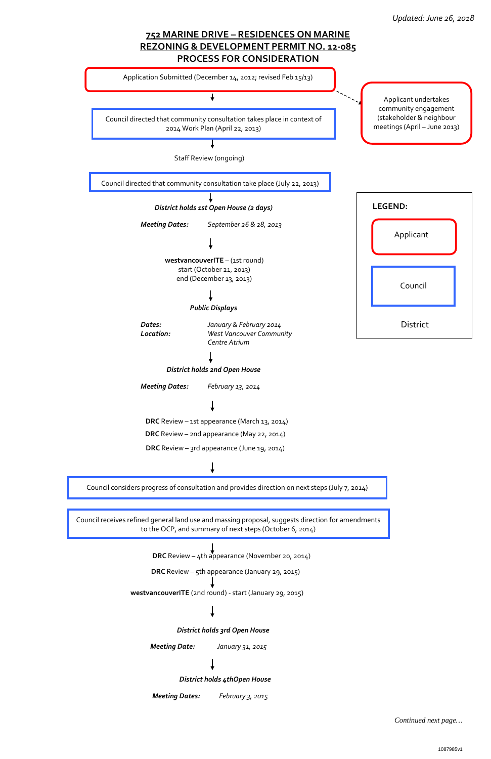*Updated: June 26, 2018*

# 752 MARINE DRIVE – RESIDENCES ON MARINE
# REZONING & DEVELOPMENT PERMIT NO. 12-085
# PROCESS FOR CONSIDERATION

Application Submitted (December 14, 2012; revised Feb 15/13)

Applicant undertakes community engagement (stakeholder & neighbour meetings (April – June 2013)

↓

Council directed that community consultation takes place in context of 2014 Work Plan (April 22, 2013)

↓

Staff Review (ongoing)

Council directed that community consultation take place (July 22, 2013)

↓

***District holds 1st Open House (2 days)***

***Meeting Dates:*** *September 26 & 28, 2013*

↓

**westvancouverITE** – (1st round)
start (October 21, 2013)
end (December 13, 2013)

↓

***Public Displays***

***Dates:*** *January & February 2014*
***Location:*** *West Vancouver Community Centre Atrium*

↓

***District holds 2nd Open House***

***Meeting Dates:*** *February 13, 2014*

↓

**DRC** Review – 1st appearance (March 13, 2014)

**DRC** Review – 2nd appearance (May 22, 2014)

**DRC** Review – 3rd appearance (June 19, 2014)

↓

Council considers progress of consultation and provides direction on next steps (July 7, 2014)

Council receives refined general land use and massing proposal, suggests direction for amendments to the OCP, and summary of next steps (October 6, 2014)

↓

**DRC** Review – 4th appearance (November 20, 2014)

**DRC** Review – 5th appearance (January 29, 2015)

↓

**westvancouverITE** (2nd round) - start (January 29, 2015)

↓

***District holds 3rd Open House***

***Meeting Date:*** *January 31, 2015*

↓

***District holds 4thOpen House***

***Meeting Dates:*** *February 3, 2015*

**LEGEND:**

- Applicant (red box)
- Council (blue box)
- District (no box)

*Continued next page…*

1087985v1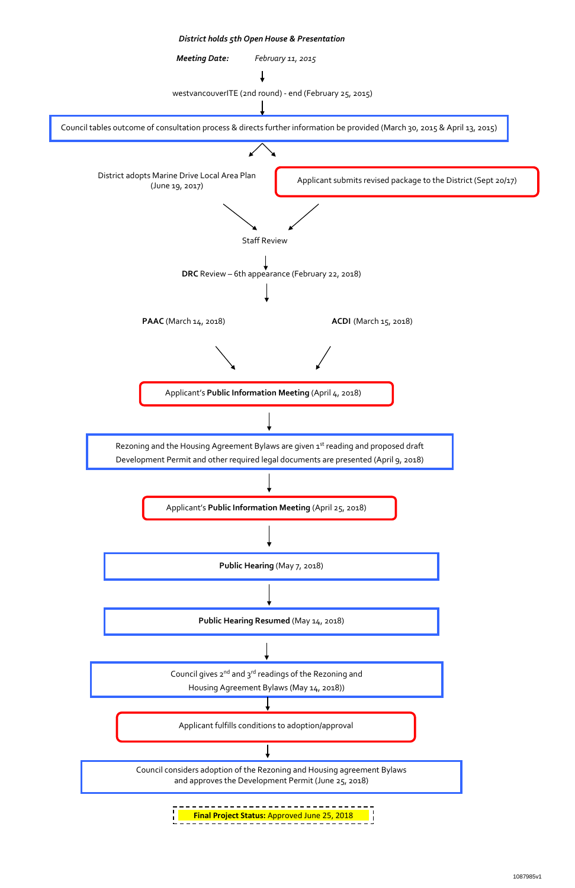*District holds 5th Open House & Presentation*

***Meeting Date:*** *February 11, 2015*

↓

westvancouverITE (2nd round) - end (February 25, 2015)

↓

Council tables outcome of consultation process & directs further information be provided (March 30, 2015 & April 13, 2015)

District adopts Marine Drive Local Area Plan (June 19, 2017)

Applicant submits revised package to the District (Sept 20/17)

Staff Review

↓

**DRC** Review – 6th appearance (February 22, 2018)

↓

**PAAC** (March 14, 2018)

**ACDI** (March 15, 2018)

Applicant's **Public Information Meeting** (April 4, 2018)

↓

Rezoning and the Housing Agreement Bylaws are given 1st reading and proposed draft Development Permit and other required legal documents are presented (April 9, 2018)

↓

Applicant's **Public Information Meeting** (April 25, 2018)

↓

**Public Hearing** (May 7, 2018)

↓

**Public Hearing Resumed** (May 14, 2018)

↓

Council gives 2nd and 3rd readings of the Rezoning and Housing Agreement Bylaws (May 14, 2018))

↓

Applicant fulfills conditions to adoption/approval

↓

Council considers adoption of the Rezoning and Housing agreement Bylaws and approves the Development Permit (June 25, 2018)

**Final Project Status:** Approved June 25, 2018

1087985v1